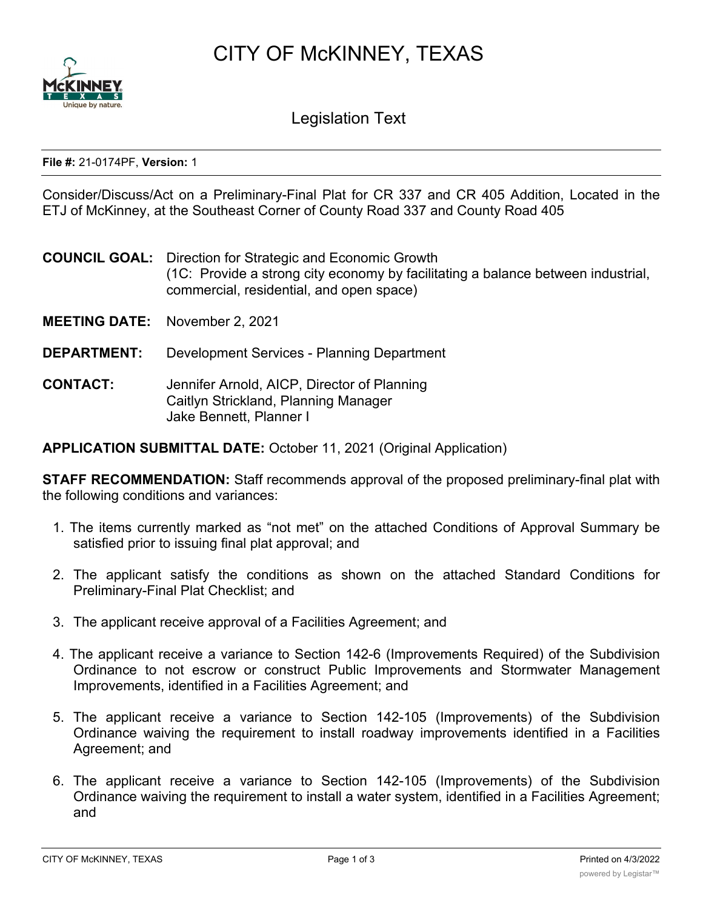# CITY OF McKINNEY, TEXAS

## Legislation Text

**File #:** 21-0174PF, **Version:** 1

Consider/Discuss/Act on a Preliminary-Final Plat for CR 337 and CR 405 Addition, Located in the ETJ of McKinney, at the Southeast Corner of County Road 337 and County Road 405

**COUNCIL GOAL:** Direction for Strategic and Economic Growth
(1C: Provide a strong city economy by facilitating a balance between industrial, commercial, residential, and open space)

**MEETING DATE:** November 2, 2021

**DEPARTMENT:** Development Services - Planning Department

**CONTACT:** Jennifer Arnold, AICP, Director of Planning
Caitlyn Strickland, Planning Manager
Jake Bennett, Planner I

**APPLICATION SUBMITTAL DATE:** October 11, 2021 (Original Application)

**STAFF RECOMMENDATION:** Staff recommends approval of the proposed preliminary-final plat with the following conditions and variances:

1. The items currently marked as "not met" on the attached Conditions of Approval Summary be satisfied prior to issuing final plat approval; and
2. The applicant satisfy the conditions as shown on the attached Standard Conditions for Preliminary-Final Plat Checklist; and
3. The applicant receive approval of a Facilities Agreement; and
4. The applicant receive a variance to Section 142-6 (Improvements Required) of the Subdivision Ordinance to not escrow or construct Public Improvements and Stormwater Management Improvements, identified in a Facilities Agreement; and
5. The applicant receive a variance to Section 142-105 (Improvements) of the Subdivision Ordinance waiving the requirement to install roadway improvements identified in a Facilities Agreement; and
6. The applicant receive a variance to Section 142-105 (Improvements) of the Subdivision Ordinance waiving the requirement to install a water system, identified in a Facilities Agreement; and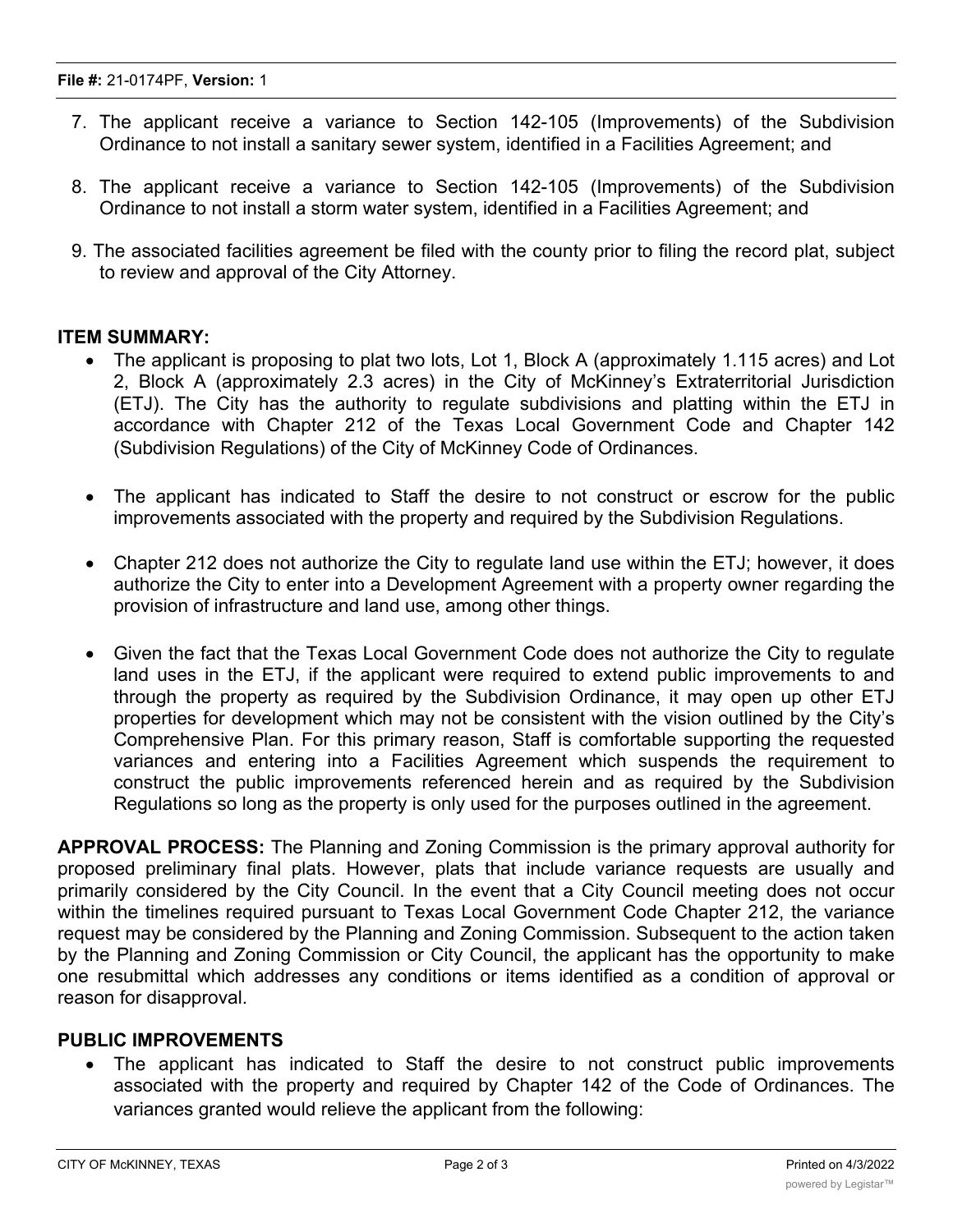7. The applicant receive a variance to Section 142-105 (Improvements) of the Subdivision Ordinance to not install a sanitary sewer system, identified in a Facilities Agreement; and

8. The applicant receive a variance to Section 142-105 (Improvements) of the Subdivision Ordinance to not install a storm water system, identified in a Facilities Agreement; and

9. The associated facilities agreement be filed with the county prior to filing the record plat, subject to review and approval of the City Attorney.

**ITEM SUMMARY:**

- The applicant is proposing to plat two lots, Lot 1, Block A (approximately 1.115 acres) and Lot 2, Block A (approximately 2.3 acres) in the City of McKinney's Extraterritorial Jurisdiction (ETJ). The City has the authority to regulate subdivisions and platting within the ETJ in accordance with Chapter 212 of the Texas Local Government Code and Chapter 142 (Subdivision Regulations) of the City of McKinney Code of Ordinances.

- The applicant has indicated to Staff the desire to not construct or escrow for the public improvements associated with the property and required by the Subdivision Regulations.

- Chapter 212 does not authorize the City to regulate land use within the ETJ; however, it does authorize the City to enter into a Development Agreement with a property owner regarding the provision of infrastructure and land use, among other things.

- Given the fact that the Texas Local Government Code does not authorize the City to regulate land uses in the ETJ, if the applicant were required to extend public improvements to and through the property as required by the Subdivision Ordinance, it may open up other ETJ properties for development which may not be consistent with the vision outlined by the City's Comprehensive Plan. For this primary reason, Staff is comfortable supporting the requested variances and entering into a Facilities Agreement which suspends the requirement to construct the public improvements referenced herein and as required by the Subdivision Regulations so long as the property is only used for the purposes outlined in the agreement.

**APPROVAL PROCESS:** The Planning and Zoning Commission is the primary approval authority for proposed preliminary final plats. However, plats that include variance requests are usually and primarily considered by the City Council. In the event that a City Council meeting does not occur within the timelines required pursuant to Texas Local Government Code Chapter 212, the variance request may be considered by the Planning and Zoning Commission. Subsequent to the action taken by the Planning and Zoning Commission or City Council, the applicant has the opportunity to make one resubmittal which addresses any conditions or items identified as a condition of approval or reason for disapproval.

**PUBLIC IMPROVEMENTS**

- The applicant has indicated to Staff the desire to not construct public improvements associated with the property and required by Chapter 142 of the Code of Ordinances. The variances granted would relieve the applicant from the following: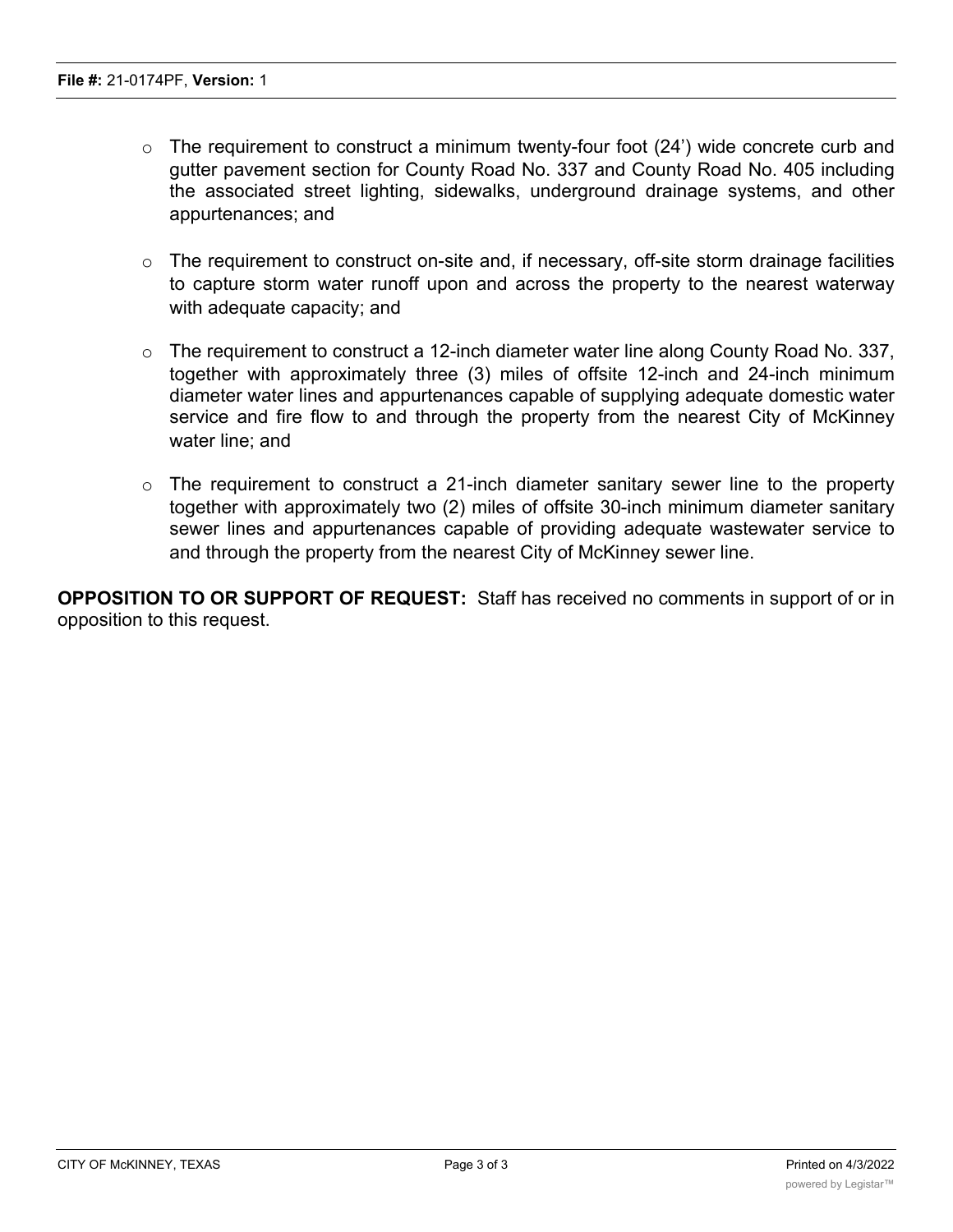- The requirement to construct a minimum twenty-four foot (24') wide concrete curb and gutter pavement section for County Road No. 337 and County Road No. 405 including the associated street lighting, sidewalks, underground drainage systems, and other appurtenances; and

- The requirement to construct on-site and, if necessary, off-site storm drainage facilities to capture storm water runoff upon and across the property to the nearest waterway with adequate capacity; and

- The requirement to construct a 12-inch diameter water line along County Road No. 337, together with approximately three (3) miles of offsite 12-inch and 24-inch minimum diameter water lines and appurtenances capable of supplying adequate domestic water service and fire flow to and through the property from the nearest City of McKinney water line; and

- The requirement to construct a 21-inch diameter sanitary sewer line to the property together with approximately two (2) miles of offsite 30-inch minimum diameter sanitary sewer lines and appurtenances capable of providing adequate wastewater service to and through the property from the nearest City of McKinney sewer line.

**OPPOSITION TO OR SUPPORT OF REQUEST:** Staff has received no comments in support of or in opposition to this request.